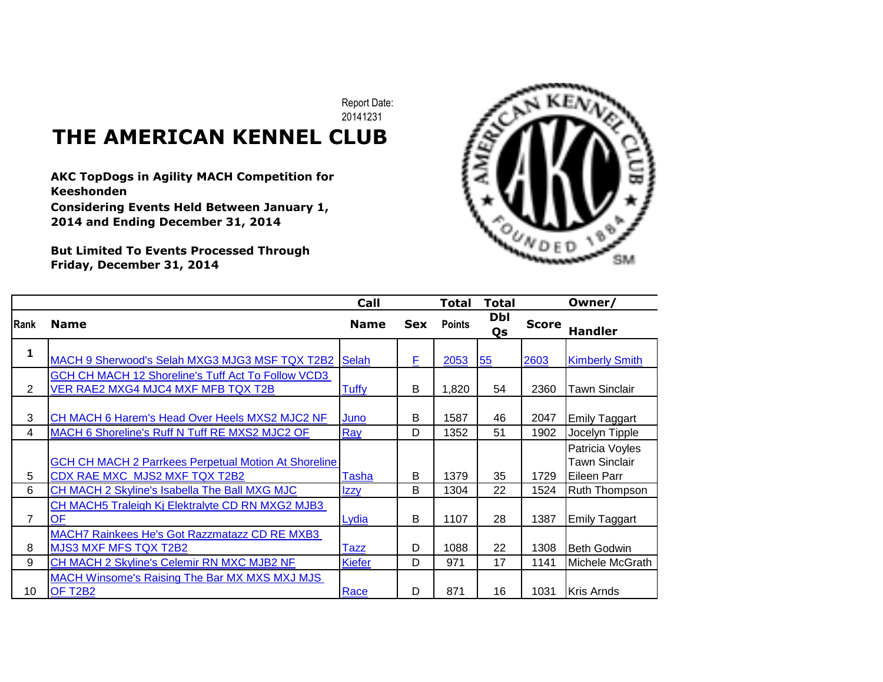Report Date: 20141231

# THE AMERICAN KENNEL CLUB

**AKC TopDogs in Agility MACH Competition for Keeshonden**
**Considering Events Held Between January 1, 2014 and Ending December 31, 2014**

**But Limited To Events Processed Through Friday, December 31, 2014**

| Rank | Name | Call Name | Sex | Total Points | Total Dbl Qs | Score | Owner/ Handler |
|---|---|---|---|---|---|---|---|
| 1 | MACH 9 Sherwood's Selah MXG3 MJG3 MSF TQX T2B2 | Selah | F | 2053 | 55 | 2603 | Kimberly Smith |
| 2 | GCH CH MACH 12 Shoreline's Tuff Act To Follow VCD3 VER RAE2 MXG4 MJC4 MXF MFB TQX T2B | Tuffy | B | 1,820 | 54 | 2360 | Tawn Sinclair |
| 3 | CH MACH 6 Harem's Head Over Heels MXS2 MJC2 NF | Juno | B | 1587 | 46 | 2047 | Emily Taggart |
| 4 | MACH 6 Shoreline's Ruff N Tuff RE MXS2 MJC2 OF | Ray | D | 1352 | 51 | 1902 | Jocelyn Tipple |
| 5 | GCH CH MACH 2 Parrkees Perpetual Motion At Shoreline CDX RAE MXC MJS2 MXF TQX T2B2 | Tasha | B | 1379 | 35 | 1729 | Patricia Voyles Tawn Sinclair Eileen Parr |
| 6 | CH MACH 2 Skyline's Isabella The Ball MXG MJC | Izzy | B | 1304 | 22 | 1524 | Ruth Thompson |
| 7 | CH MACH5 Traleigh Kj Elektralyte CD RN MXG2 MJB3 OF | Lydia | B | 1107 | 28 | 1387 | Emily Taggart |
| 8 | MACH7 Rainkees He's Got Razzmatazz CD RE MXB3 MJS3 MXF MFS TQX T2B2 | Tazz | D | 1088 | 22 | 1308 | Beth Godwin |
| 9 | CH MACH 2 Skyline's Celemir RN MXC MJB2 NF | Kiefer | D | 971 | 17 | 1141 | Michele McGrath |
| 10 | MACH Winsome's Raising The Bar MX MXS MXJ MJS OF T2B2 | Race | D | 871 | 16 | 1031 | Kris Arnds |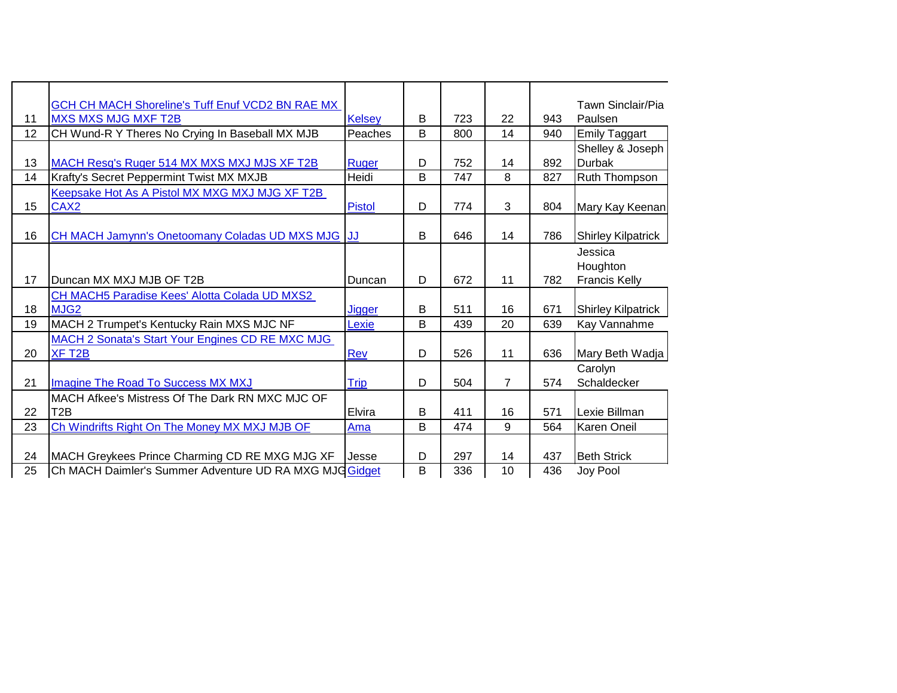| | | | | | | | |
|---|---|---|---|---|---|---|---|
| 11 | GCH CH MACH Shoreline's Tuff Enuf VCD2 BN RAE MX MXS MXS MJG MXF T2B | Kelsey | B | 723 | 22 | 943 | Tawn Sinclair/Pia Paulsen |
| 12 | CH Wund-R Y Theres No Crying In Baseball MX MJB | Peaches | B | 800 | 14 | 940 | Emily Taggart |
| 13 | MACH Resq's Ruger 514 MX MXS MXJ MJS XF T2B | Ruger | D | 752 | 14 | 892 | Shelley & Joseph Durbak |
| 14 | Krafty's Secret Peppermint Twist MX MXJB | Heidi | B | 747 | 8 | 827 | Ruth Thompson |
| 15 | Keepsake Hot As A Pistol MX MXG MXJ MJG XF T2B CAX2 | Pistol | D | 774 | 3 | 804 | Mary Kay Keenan |
| 16 | CH MACH Jamynn's Onetoomany Coladas UD MXS MJG | JJ | B | 646 | 14 | 786 | Shirley Kilpatrick |
| 17 | Duncan MX MXJ MJB OF T2B | Duncan | D | 672 | 11 | 782 | Jessica Houghton Francis Kelly |
| 18 | CH MACH5 Paradise Kees' Alotta Colada UD MXS2 MJG2 | Jigger | B | 511 | 16 | 671 | Shirley Kilpatrick |
| 19 | MACH 2 Trumpet's Kentucky Rain MXS MJC NF | Lexie | B | 439 | 20 | 639 | Kay Vannahme |
| 20 | MACH 2 Sonata's Start Your Engines CD RE MXC MJG XF T2B | Rev | D | 526 | 11 | 636 | Mary Beth Wadja |
| 21 | Imagine The Road To Success MX MXJ | Trip | D | 504 | 7 | 574 | Carolyn Schaldecker |
| 22 | MACH Afkee's Mistress Of The Dark RN MXC MJC OF T2B | Elvira | B | 411 | 16 | 571 | Lexie Billman |
| 23 | Ch Windrifts Right On The Money MX MXJ MJB OF | Ama | B | 474 | 9 | 564 | Karen Oneil |
| 24 | MACH Greykees Prince Charming CD RE MXG MJG XF | Jesse | D | 297 | 14 | 437 | Beth Strick |
| 25 | Ch MACH Daimler's Summer Adventure UD RA MXG MJG | Gidget | B | 336 | 10 | 436 | Joy Pool |